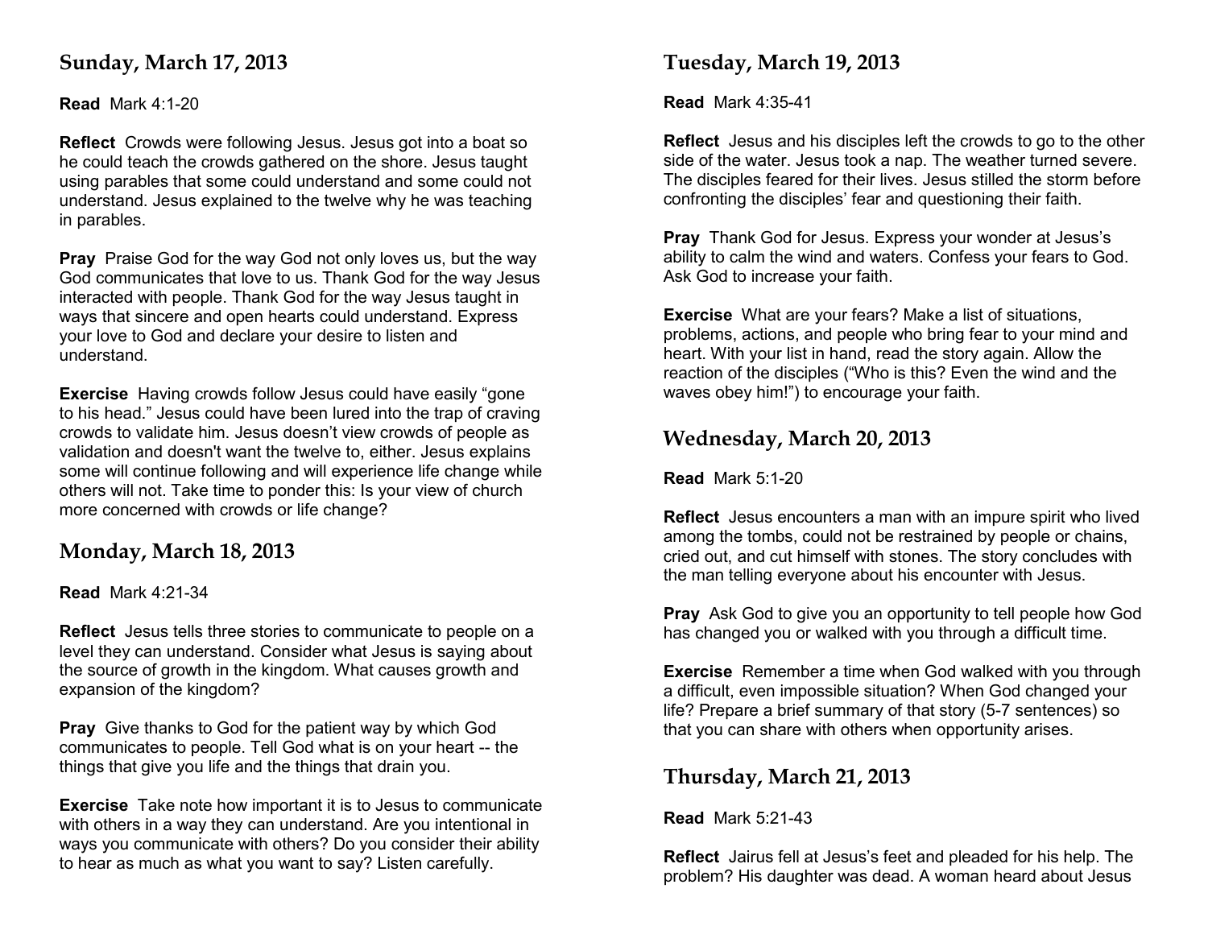## Sunday, March 17, 2013

**Read** Mark 4:1-20

**Reflect** Crowds were following Jesus. Jesus got into a boat so he could teach the crowds gathered on the shore. Jesus taught using parables that some could understand and some could not understand. Jesus explained to the twelve why he was teaching in parables.

**Pray** Praise God for the way God not only loves us, but the way God communicates that love to us. Thank God for the way Jesus interacted with people. Thank God for the way Jesus taught in ways that sincere and open hearts could understand. Express your love to God and declare your desire to listen and understand.

**Exercise** Having crowds follow Jesus could have easily "gone to his head." Jesus could have been lured into the trap of craving crowds to validate him. Jesus doesn't view crowds of people as validation and doesn't want the twelve to, either. Jesus explains some will continue following and will experience life change while others will not. Take time to ponder this: Is your view of church more concerned with crowds or life change?

## Monday, March 18, 2013

**Read** Mark 4:21-34

**Reflect** Jesus tells three stories to communicate to people on a level they can understand. Consider what Jesus is saying about the source of growth in the kingdom. What causes growth and expansion of the kingdom?

**Pray** Give thanks to God for the patient way by which God communicates to people. Tell God what is on your heart -- the things that give you life and the things that drain you.

**Exercise** Take note how important it is to Jesus to communicate with others in a way they can understand. Are you intentional in ways you communicate with others? Do you consider their ability to hear as much as what you want to say? Listen carefully.

## Tuesday, March 19, 2013

**Read** Mark 4:35-41

**Reflect** Jesus and his disciples left the crowds to go to the other side of the water. Jesus took a nap. The weather turned severe. The disciples feared for their lives. Jesus stilled the storm before confronting the disciples' fear and questioning their faith.

**Pray** Thank God for Jesus. Express your wonder at Jesus's ability to calm the wind and waters. Confess your fears to God. Ask God to increase your faith.

**Exercise** What are your fears? Make a list of situations, problems, actions, and people who bring fear to your mind and heart. With your list in hand, read the story again. Allow the reaction of the disciples ("Who is this? Even the wind and the waves obey him!") to encourage your faith.

## Wednesday, March 20, 2013

**Read** Mark 5:1-20

**Reflect** Jesus encounters a man with an impure spirit who lived among the tombs, could not be restrained by people or chains, cried out, and cut himself with stones. The story concludes with the man telling everyone about his encounter with Jesus.

**Pray** Ask God to give you an opportunity to tell people how God has changed you or walked with you through a difficult time.

**Exercise** Remember a time when God walked with you through a difficult, even impossible situation? When God changed your life? Prepare a brief summary of that story (5-7 sentences) so that you can share with others when opportunity arises.

## Thursday, March 21, 2013

**Read** Mark 5:21-43

**Reflect** Jairus fell at Jesus's feet and pleaded for his help. The problem? His daughter was dead. A woman heard about Jesus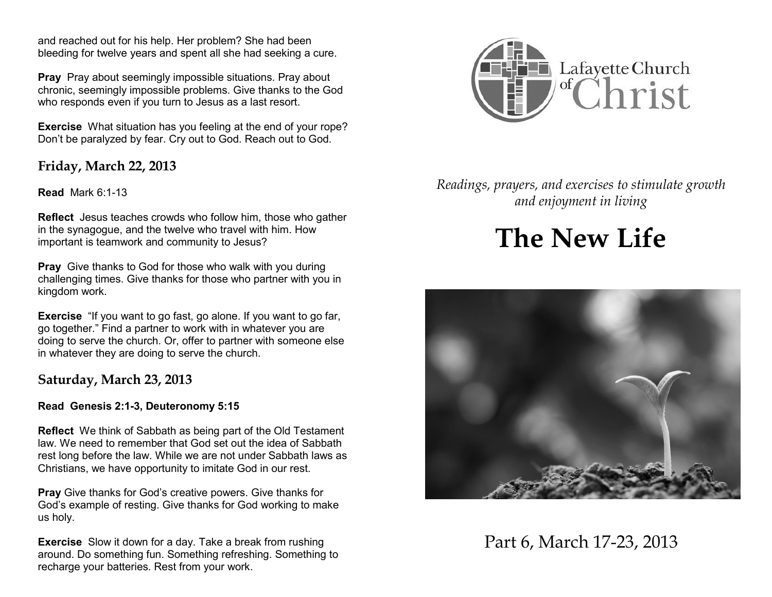and reached out for his help. Her problem? She had been bleeding for twelve years and spent all she had seeking a cure.

**Pray** Pray about seemingly impossible situations. Pray about chronic, seemingly impossible problems. Give thanks to the God who responds even if you turn to Jesus as a last resort.

**Exercise** What situation has you feeling at the end of your rope? Don't be paralyzed by fear. Cry out to God. Reach out to God.

## Friday, March 22, 2013

**Read** Mark 6:1-13

**Reflect** Jesus teaches crowds who follow him, those who gather in the synagogue, and the twelve who travel with him. How important is teamwork and community to Jesus?

**Pray** Give thanks to God for those who walk with you during challenging times. Give thanks for those who partner with you in kingdom work.

**Exercise** "If you want to go fast, go alone. If you want to go far, go together." Find a partner to work with in whatever you are doing to serve the church. Or, offer to partner with someone else in whatever they are doing to serve the church.

## Saturday, March 23, 2013

**Read Genesis 2:1-3, Deuteronomy 5:15**

**Reflect** We think of Sabbath as being part of the Old Testament law. We need to remember that God set out the idea of Sabbath rest long before the law. While we are not under Sabbath laws as Christians, we have opportunity to imitate God in our rest.

**Pray** Give thanks for God's creative powers. Give thanks for God's example of resting. Give thanks for God working to make us holy.

**Exercise** Slow it down for a day. Take a break from rushing around. Do something fun. Something refreshing. Something to recharge your batteries. Rest from your work.

Lafayette Church of Christ

*Readings, prayers, and exercises to stimulate growth and enjoyment in living*

# The New Life

Part 6, March 17-23, 2013